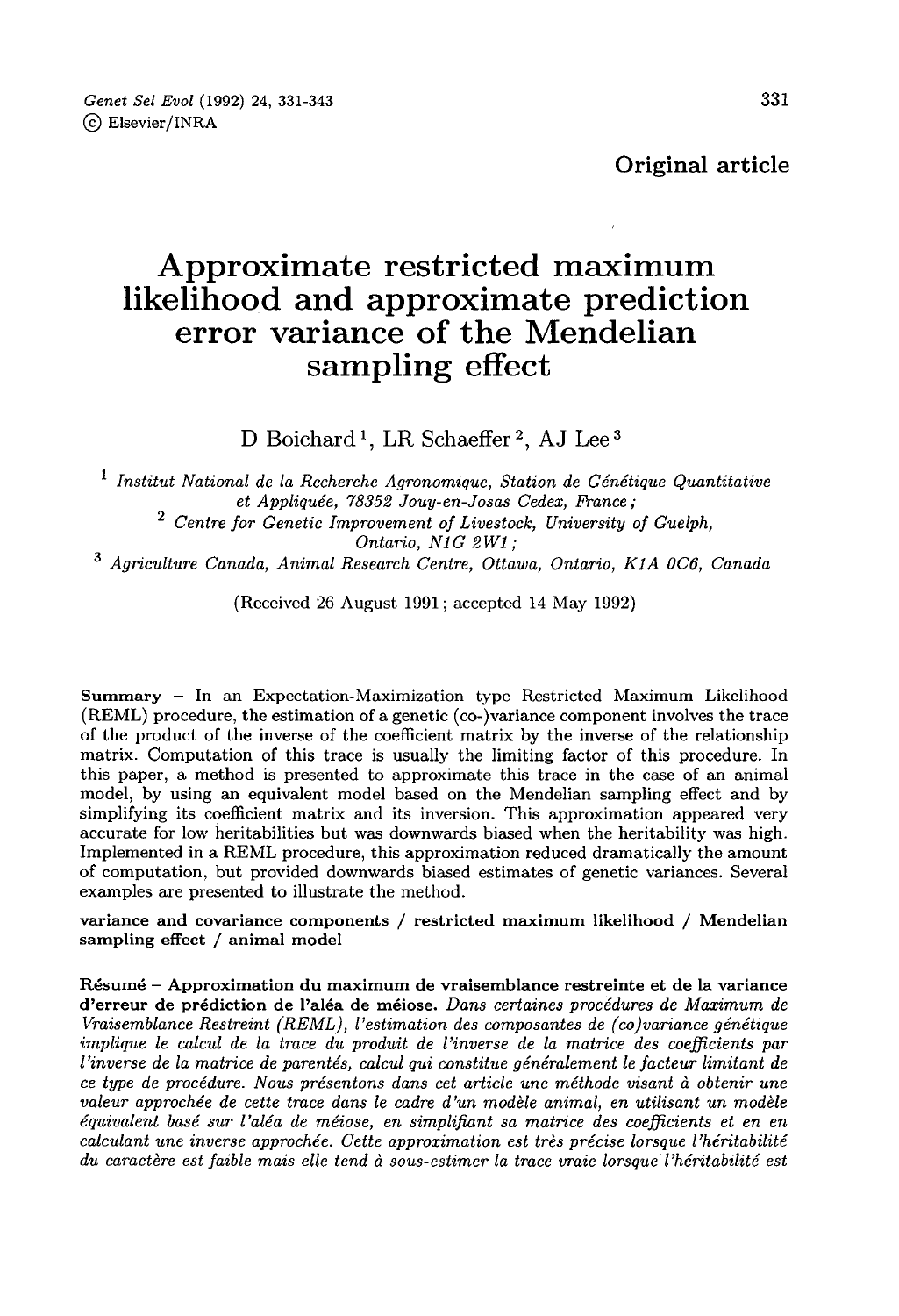Original article

# Approximate restricted maximum likelihood and approximate prediction error variance of the Mendelian sampling effect

D Boichard [1], LR Schaeffer [2], AJ Lee [3]

[1] *Institut National de la Recherche Agronomique, Station de Génétique Quantitative et Appliquée, 78352 Jouy-en-Josas Cedex, France;*
[2] *Centre for Genetic Improvement of Livestock, University of Guelph, Ontario, N1G 2W1;*
[3] *Agriculture Canada, Animal Research Centre, Ottawa, Ontario, K1A 0C6, Canada*

(Received 26 August 1991; accepted 14 May 1992)

**Summary** – In an Expectation-Maximization type Restricted Maximum Likelihood (REML) procedure, the estimation of a genetic (co-)variance component involves the trace of the product of the inverse of the coefficient matrix by the inverse of the relationship matrix. Computation of this trace is usually the limiting factor of this procedure. In this paper, a method is presented to approximate this trace in the case of an animal model, by using an equivalent model based on the Mendelian sampling effect and by simplifying its coefficient matrix and its inversion. This approximation appeared very accurate for low heritabilities but was downwards biased when the heritability was high. Implemented in a REML procedure, this approximation reduced dramatically the amount of computation, but provided downwards biased estimates of genetic variances. Several examples are presented to illustrate the method.

**variance and covariance components / restricted maximum likelihood / Mendelian sampling effect / animal model**

**Résumé** – **Approximation du maximum de vraisemblance restreinte et de la variance d'erreur de prédiction de l'aléa de méiose.** *Dans certaines procédures de Maximum de Vraisemblance Restreint (REML), l'estimation des composantes de (co)variance génétique implique le calcul de la trace du produit de l'inverse de la matrice des coefficients par l'inverse de la matrice de parentés, calcul qui constitue généralement le facteur limitant de ce type de procédure. Nous présentons dans cet article une méthode visant à obtenir une valeur approchée de cette trace dans le cadre d'un modèle animal, en utilisant un modèle équivalent basé sur l'aléa de méiose, en simplifiant sa matrice des coefficients et en en calculant une inverse approchée. Cette approximation est très précise lorsque l'héritabilité du caractère est faible mais elle tend à sous-estimer la trace vraie lorsque l'héritabilité est*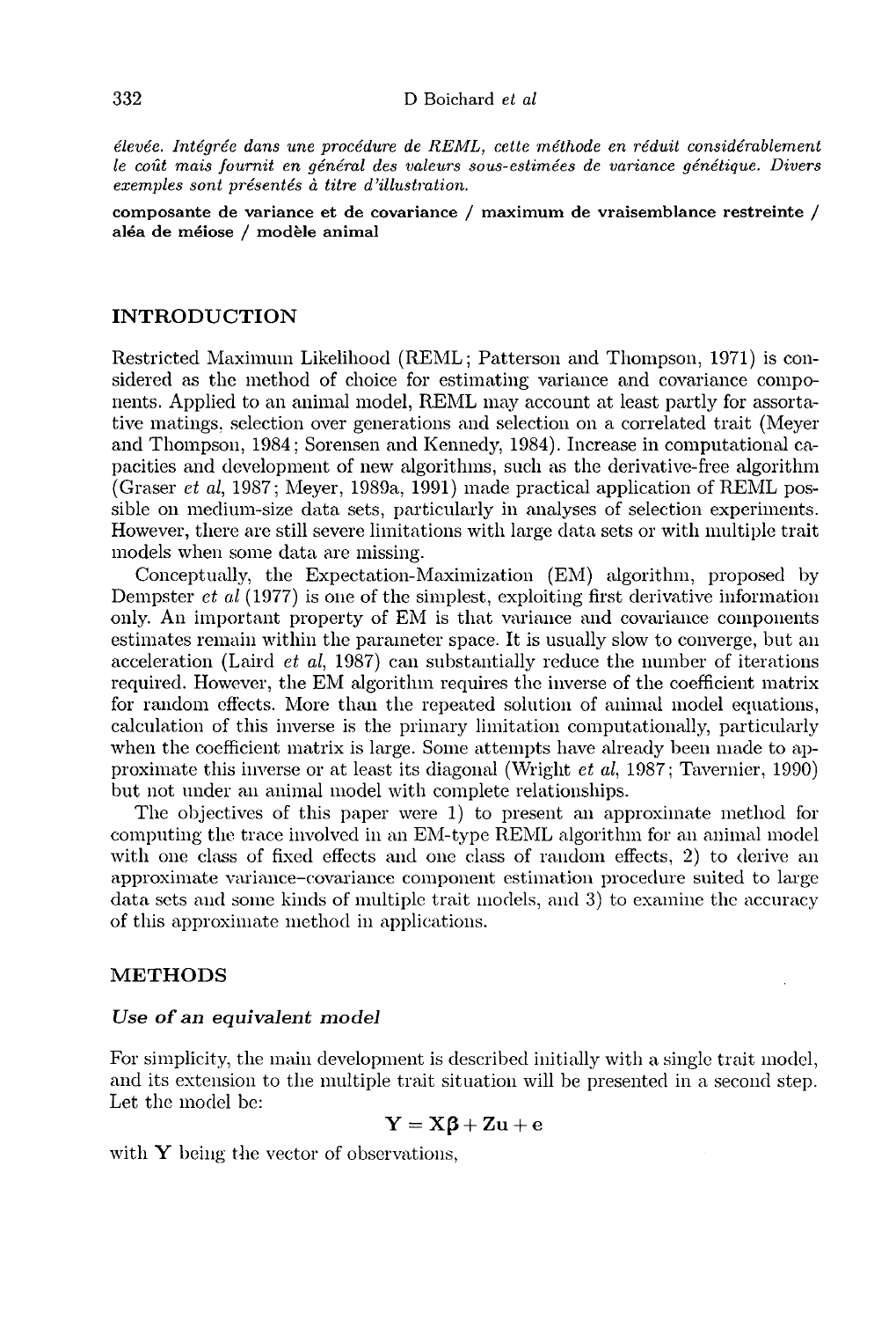*élevée. Intégrée dans une procédure de REML, cette méthode en réduit considérablement le coût mais fournit en général des valeurs sous-estimées de variance génétique. Divers exemples sont présentés à titre d'illustration.*

**composante de variance et de covariance / maximum de vraisemblance restreinte / aléa de méiose / modèle animal**

## INTRODUCTION

Restricted Maximum Likelihood (REML; Patterson and Thompson, 1971) is considered as the method of choice for estimating variance and covariance components. Applied to an animal model, REML may account at least partly for assortative matings, selection over generations and selection on a correlated trait (Meyer and Thompson, 1984; Sorensen and Kennedy, 1984). Increase in computational capacities and development of new algorithms, such as the derivative-free algorithm (Graser *et al*, 1987; Meyer, 1989a, 1991) made practical application of REML possible on medium-size data sets, particularly in analyses of selection experiments. However, there are still severe limitations with large data sets or with multiple trait models when some data are missing.

Conceptually, the Expectation-Maximization (EM) algorithm, proposed by Dempster *et al* (1977) is one of the simplest, exploiting first derivative information only. An important property of EM is that variance and covariance components estimates remain within the parameter space. It is usually slow to converge, but an acceleration (Laird *et al*, 1987) can substantially reduce the number of iterations required. However, the EM algorithm requires the inverse of the coefficient matrix for random effects. More than the repeated solution of animal model equations, calculation of this inverse is the primary limitation computationally, particularly when the coefficient matrix is large. Some attempts have already been made to approximate this inverse or at least its diagonal (Wright *et al*, 1987; Tavernier, 1990) but not under an animal model with complete relationships.

The objectives of this paper were 1) to present an approximate method for computing the trace involved in an EM-type REML algorithm for an animal model with one class of fixed effects and one class of random effects, 2) to derive an approximate variance–covariance component estimation procedure suited to large data sets and some kinds of multiple trait models, and 3) to examine the accuracy of this approximate method in applications.

## METHODS

### *Use of an equivalent model*

For simplicity, the main development is described initially with a single trait model, and its extension to the multiple trait situation will be presented in a second step. Let the model be:

$$\mathbf{Y} = \mathbf{X}\boldsymbol{\beta} + \mathbf{Z}\mathbf{u} + \mathbf{e}$$

with $\mathbf{Y}$ being the vector of observations,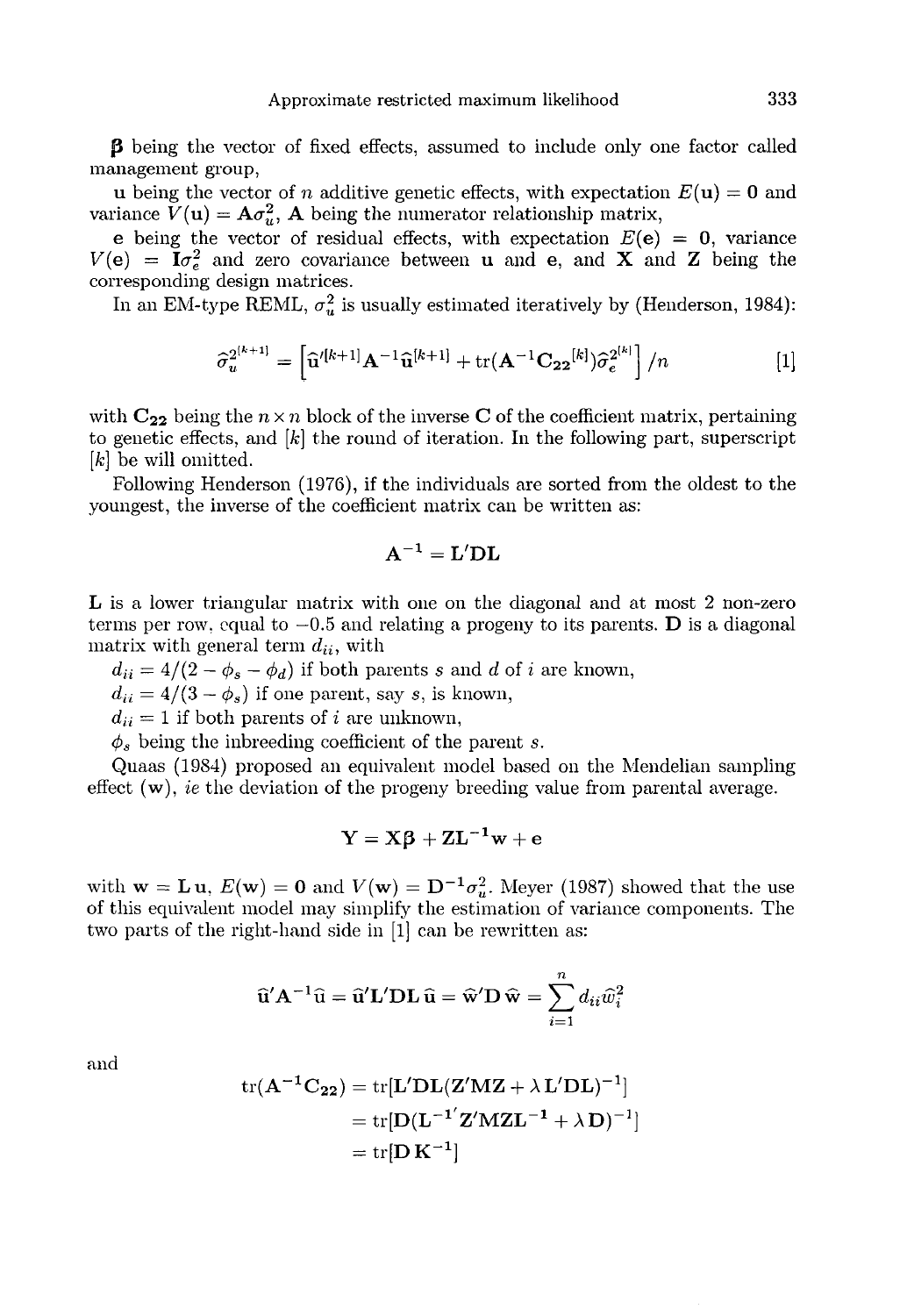$\boldsymbol{\beta}$ being the vector of fixed effects, assumed to include only one factor called management group,

**u** being the vector of $n$ additive genetic effects, with expectation $E(\mathbf{u}) = \mathbf{0}$ and variance $V(\mathbf{u}) = \mathbf{A}\sigma_u^2$, **A** being the numerator relationship matrix,

**e** being the vector of residual effects, with expectation $E(\mathbf{e}) = \mathbf{0}$, variance $V(\mathbf{e}) = \mathbf{I}\sigma_e^2$ and zero covariance between **u** and **e**, and **X** and **Z** being the corresponding design matrices.

In an EM-type REML, $\sigma_u^2$ is usually estimated iteratively by (Henderson, 1984):

$$\hat{\sigma}_u^{2^{[k+1]}} = \left[\hat{\mathbf{u}}'^{[k+1]}\mathbf{A}^{-1}\hat{\mathbf{u}}^{[k+1]} + \text{tr}(\mathbf{A}^{-1}\mathbf{C_{22}}^{[k]})\hat{\sigma}_e^{2^{[k]}}\right]/n \quad [1]$$

with $\mathbf{C_{22}}$ being the $n \times n$ block of the inverse **C** of the coefficient matrix, pertaining to genetic effects, and $[k]$ the round of iteration. In the following part, superscript $[k]$ be will omitted.

Following Henderson (1976), if the individuals are sorted from the oldest to the youngest, the inverse of the coefficient matrix can be written as:

$$\mathbf{A}^{-1} = \mathbf{L}'\mathbf{D}\mathbf{L}$$

**L** is a lower triangular matrix with one on the diagonal and at most 2 non-zero terms per row, equal to $-0.5$ and relating a progeny to its parents. **D** is a diagonal matrix with general term $d_{ii}$, with

$d_{ii} = 4/(2 - \phi_s - \phi_d)$ if both parents $s$ and $d$ of $i$ are known,

$d_{ii} = 4/(3 - \phi_s)$ if one parent, say $s$, is known,

$d_{ii} = 1$ if both parents of $i$ are unknown,

$\phi_s$ being the inbreeding coefficient of the parent $s$.

Quaas (1984) proposed an equivalent model based on the Mendelian sampling effect (**w**), *ie* the deviation of the progeny breeding value from parental average.

$$\mathbf{Y} = \mathbf{X}\boldsymbol{\beta} + \mathbf{Z}\mathbf{L}^{-1}\mathbf{w} + \mathbf{e}$$

with $\mathbf{w} = \mathbf{L}\,\mathbf{u}$, $E(\mathbf{w}) = \mathbf{0}$ and $V(\mathbf{w}) = \mathbf{D}^{-1}\sigma_u^2$. Meyer (1987) showed that the use of this equivalent model may simplify the estimation of variance components. The two parts of the right-hand side in [1] can be rewritten as:

$$\hat{\mathbf{u}}'\mathbf{A}^{-1}\hat{\mathbf{u}} = \hat{\mathbf{u}}'\mathbf{L}'\mathbf{D}\mathbf{L}\,\hat{\mathbf{u}} = \hat{\mathbf{w}}'\mathbf{D}\,\hat{\mathbf{w}} = \sum_{i=1}^{n} d_{ii}\hat{w}_i^2$$

and

$$\begin{aligned}
\text{tr}(\mathbf{A}^{-1}\mathbf{C_{22}}) &= \text{tr}[\mathbf{L}'\mathbf{D}\mathbf{L}(\mathbf{Z}'\mathbf{M}\mathbf{Z} + \lambda\,\mathbf{L}'\mathbf{D}\mathbf{L})^{-1}] \\
&= \text{tr}[\mathbf{D}(\mathbf{L}^{-1'}\mathbf{Z}'\mathbf{M}\mathbf{Z}\mathbf{L}^{-1} + \lambda\,\mathbf{D})^{-1}] \\
&= \text{tr}[\mathbf{D}\,\mathbf{K}^{-1}]
\end{aligned}$$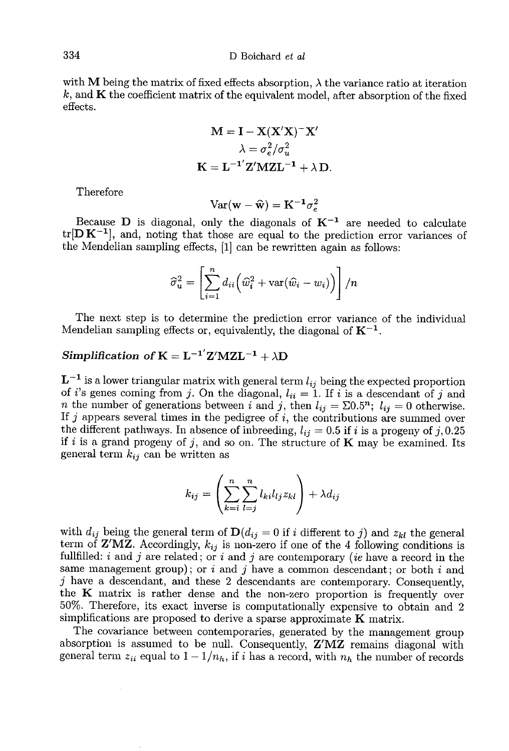with $\mathbf{M}$ being the matrix of fixed effects absorption, $\lambda$ the variance ratio at iteration $k$, and $\mathbf{K}$ the coefficient matrix of the equivalent model, after absorption of the fixed effects.

$$\mathbf{M} = \mathbf{I} - \mathbf{X}(\mathbf{X}'\mathbf{X})^{-}\mathbf{X}'$$

$$\lambda = \sigma_e^2/\sigma_u^2$$

$$\mathbf{K} = \mathbf{L}^{-1'}\mathbf{Z}'\mathbf{M}\mathbf{Z}\mathbf{L}^{-1} + \lambda\mathbf{D}.$$

Therefore

$$\mathrm{Var}(\mathbf{w} - \widehat{\mathbf{w}}) = \mathbf{K}^{-1}\sigma_e^2$$

Because $\mathbf{D}$ is diagonal, only the diagonals of $\mathbf{K}^{-1}$ are needed to calculate $\mathrm{tr}[\mathbf{D}\,\mathbf{K}^{-1}]$, and, noting that those are equal to the prediction error variances of the Mendelian sampling effects, [1] can be rewritten again as follows:

$$\widehat{\sigma}_u^2 = \left[\sum_{i=1}^{n} d_{ii}\Big(\widehat{w}_i^2 + \mathrm{var}(\widehat{w}_i - w_i)\Big)\right] / n$$

The next step is to determine the prediction error variance of the individual Mendelian sampling effects or, equivalently, the diagonal of $\mathbf{K}^{-1}$.

### *Simplification of* $\mathbf{K} = \mathbf{L}^{-1'}\mathbf{Z}'\mathbf{M}\mathbf{Z}\mathbf{L}^{-1} + \lambda\mathbf{D}$

$\mathbf{L}^{-1}$ is a lower triangular matrix with general term $l_{ij}$ being the expected proportion of $i$'s genes coming from $j$. On the diagonal, $l_{ii} = 1$. If $i$ is a descendant of $j$ and $n$ the number of generations between $i$ and $j$, then $l_{ij} = \Sigma 0.5^n$; $l_{ij} = 0$ otherwise. If $j$ appears several times in the pedigree of $i$, the contributions are summed over the different pathways. In absence of inbreeding, $l_{ij} = 0.5$ if $i$ is a progeny of $j$, 0.25 if $i$ is a grand progeny of $j$, and so on. The structure of $\mathbf{K}$ may be examined. Its general term $k_{ij}$ can be written as

$$k_{ij} = \left(\sum_{k=i}^{n}\sum_{l=j}^{n} l_{ki} l_{lj} z_{kl}\right) + \lambda d_{ij}$$

with $d_{ij}$ being the general term of $\mathbf{D}$($d_{ij} = 0$ if $i$ different to $j$) and $z_{kl}$ the general term of $\mathbf{Z}'\mathbf{M}\mathbf{Z}$. Accordingly, $k_{ij}$ is non-zero if one of the 4 following conditions is fullfilled: $i$ and $j$ are related; or $i$ and $j$ are contemporary (*ie* have a record in the same management group); or $i$ and $j$ have a common descendant; or both $i$ and $j$ have a descendant, and these 2 descendants are contemporary. Consequently, the $\mathbf{K}$ matrix is rather dense and the non-zero proportion is frequently over 50%. Therefore, its exact inverse is computationally expensive to obtain and 2 simplifications are proposed to derive a sparse approximate $\mathbf{K}$ matrix.

The covariance between contemporaries, generated by the management group absorption is assumed to be null. Consequently, $\mathbf{Z}'\mathbf{M}\mathbf{Z}$ remains diagonal with general term $z_{ii}$ equal to $1 - 1/n_h$, if $i$ has a record, with $n_h$ the number of records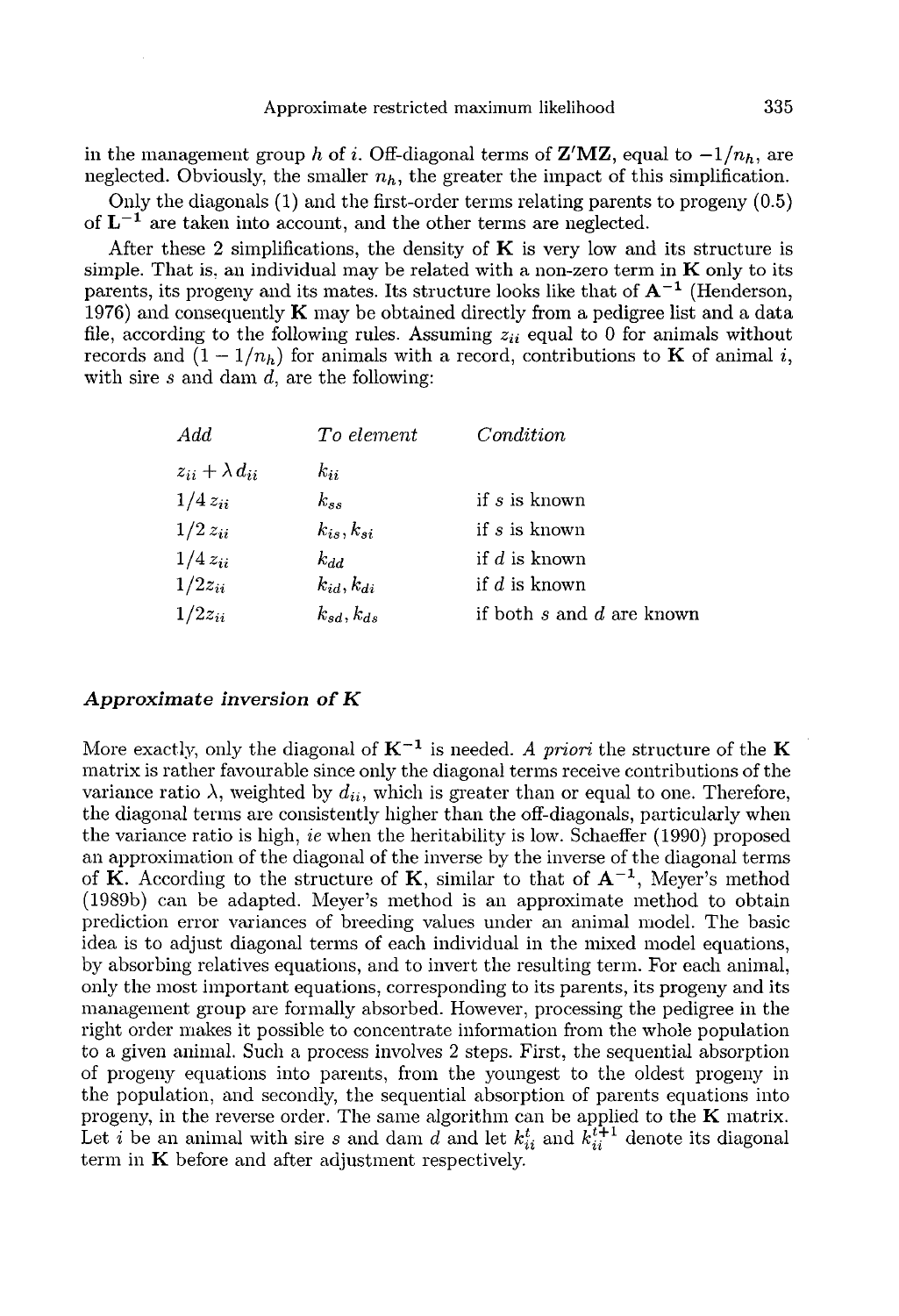in the management group $h$ of $i$. Off-diagonal terms of $\mathbf{Z'MZ}$, equal to $-1/n_h$, are neglected. Obviously, the smaller $n_h$, the greater the impact of this simplification.

Only the diagonals (1) and the first-order terms relating parents to progeny (0.5) of $\mathbf{L}^{-1}$ are taken into account, and the other terms are neglected.

After these 2 simplifications, the density of $\mathbf{K}$ is very low and its structure is simple. That is, an individual may be related with a non-zero term in $\mathbf{K}$ only to its parents, its progeny and its mates. Its structure looks like that of $\mathbf{A}^{-1}$ (Henderson, 1976) and consequently $\mathbf{K}$ may be obtained directly from a pedigree list and a data file, according to the following rules. Assuming $z_{ii}$ equal to 0 for animals without records and $(1 - 1/n_h)$ for animals with a record, contributions to $\mathbf{K}$ of animal $i$, with sire $s$ and dam $d$, are the following:

| *Add* | *To element* | *Condition* |
|---|---|---|
| $z_{ii} + \lambda d_{ii}$ | $k_{ii}$ | |
| $1/4\, z_{ii}$ | $k_{ss}$ | if $s$ is known |
| $1/2\, z_{ii}$ | $k_{is}, k_{si}$ | if $s$ is known |
| $1/4\, z_{ii}$ | $k_{dd}$ | if $d$ is known |
| $1/2 z_{ii}$ | $k_{id}, k_{di}$ | if $d$ is known |
| $1/2 z_{ii}$ | $k_{sd}, k_{ds}$ | if both $s$ and $d$ are known |

### *Approximate inversion of K*

More exactly, only the diagonal of $\mathbf{K}^{-1}$ is needed. *A priori* the structure of the $\mathbf{K}$ matrix is rather favourable since only the diagonal terms receive contributions of the variance ratio $\lambda$, weighted by $d_{ii}$, which is greater than or equal to one. Therefore, the diagonal terms are consistently higher than the off-diagonals, particularly when the variance ratio is high, *ie* when the heritability is low. Schaeffer (1990) proposed an approximation of the diagonal of the inverse by the inverse of the diagonal terms of $\mathbf{K}$. According to the structure of $\mathbf{K}$, similar to that of $\mathbf{A}^{-1}$, Meyer's method (1989b) can be adapted. Meyer's method is an approximate method to obtain prediction error variances of breeding values under an animal model. The basic idea is to adjust diagonal terms of each individual in the mixed model equations, by absorbing relatives equations, and to invert the resulting term. For each animal, only the most important equations, corresponding to its parents, its progeny and its management group are formally absorbed. However, processing the pedigree in the right order makes it possible to concentrate information from the whole population to a given animal. Such a process involves 2 steps. First, the sequential absorption of progeny equations into parents, from the youngest to the oldest progeny in the population, and secondly, the sequential absorption of parents equations into progeny, in the reverse order. The same algorithm can be applied to the $\mathbf{K}$ matrix. Let $i$ be an animal with sire $s$ and dam $d$ and let $k_{ii}^{t}$ and $k_{ii}^{t+1}$ denote its diagonal term in $\mathbf{K}$ before and after adjustment respectively.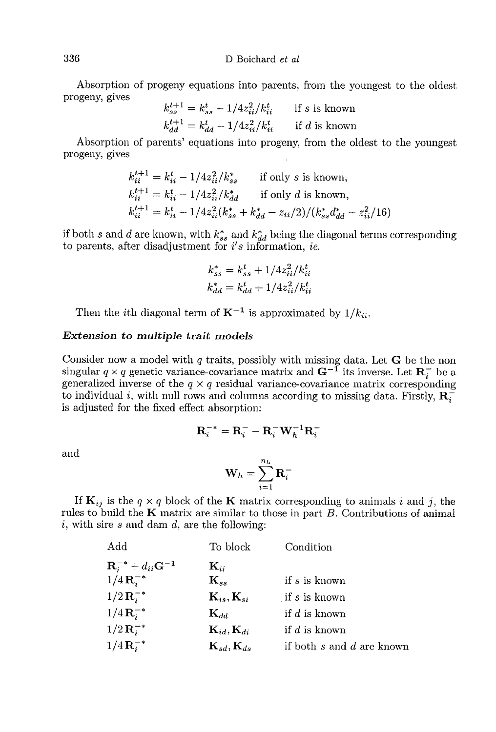Absorption of progeny equations into parents, from the youngest to the oldest progeny, gives

$$k_{ss}^{t+1} = k_{ss}^{t} - 1/4 z_{ii}^{2}/k_{ii}^{t} \qquad \text{if } s \text{ is known}$$

$$k_{dd}^{t+1} = k_{dd}^{t} - 1/4 z_{ii}^{2}/k_{ii}^{t} \qquad \text{if } d \text{ is known}$$

Absorption of parents' equations into progeny, from the oldest to the youngest progeny, gives

$$k_{ii}^{t+1} = k_{ii}^{t} - 1/4 z_{ii}^{2}/k_{ss}^{*} \qquad \text{if only } s \text{ is known,}$$

$$k_{ii}^{t+1} = k_{ii}^{t} - 1/4 z_{ii}^{2}/k_{dd}^{*} \qquad \text{if only } d \text{ is known,}$$

$$k_{ii}^{t+1} = k_{ii}^{t} - 1/4 z_{ii}^{2}(k_{ss}^{*} + k_{dd}^{*} - z_{ii}/2)/(k_{ss}^{*} d_{dd}^{*} - z_{ii}^{2}/16)$$

if both $s$ and $d$ are known, with $k_{ss}^{*}$ and $k_{dd}^{*}$ being the diagonal terms corresponding to parents, after disadjustment for $i$'s information, *ie*.

$$k_{ss}^{*} = k_{ss}^{t} + 1/4 z_{ii}^{2}/k_{ii}^{t}$$

$$k_{dd}^{*} = k_{dd}^{t} + 1/4 z_{ii}^{2}/k_{ii}^{t}$$

Then the $i$th diagonal term of $\mathbf{K}^{-1}$ is approximated by $1/k_{ii}$.

### *Extension to multiple trait models*

Consider now a model with $q$ traits, possibly with missing data. Let $\mathbf{G}$ be the non singular $q \times q$ genetic variance-covariance matrix and $\mathbf{G}^{-1}$ its inverse. Let $\mathbf{R}_i^{-}$ be a generalized inverse of the $q \times q$ residual variance-covariance matrix corresponding to individual $i$, with null rows and columns according to missing data. Firstly, $\mathbf{R}_i^{-}$ is adjusted for the fixed effect absorption:

$$\mathbf{R}_i^{-*} = \mathbf{R}_i^{-} - \mathbf{R}_i^{-}\mathbf{W}_h^{-1}\mathbf{R}_i^{-}$$

and

$$\mathbf{W}_h = \sum_{i=1}^{n_h} \mathbf{R}_i^{-}$$

If $\mathbf{K}_{ij}$ is the $q \times q$ block of the $\mathbf{K}$ matrix corresponding to animals $i$ and $j$, the rules to build the $\mathbf{K}$ matrix are similar to those in part $B$. Contributions of animal $i$, with sire $s$ and dam $d$, are the following:

| Add | To block | Condition |
|---|---|---|
| $\mathbf{R}_i^{-*} + d_{ii}\mathbf{G}^{-1}$ | $\mathbf{K}_{ii}$ | |
| $1/4\,\mathbf{R}_i^{-*}$ | $\mathbf{K}_{ss}$ | if $s$ is known |
| $1/2\,\mathbf{R}_i^{-*}$ | $\mathbf{K}_{is}, \mathbf{K}_{si}$ | if $s$ is known |
| $1/4\,\mathbf{R}_i^{-*}$ | $\mathbf{K}_{dd}$ | if $d$ is known |
| $1/2\,\mathbf{R}_i^{-*}$ | $\mathbf{K}_{id}, \mathbf{K}_{di}$ | if $d$ is known |
| $1/4\,\mathbf{R}_i^{-*}$ | $\mathbf{K}_{sd}, \mathbf{K}_{ds}$ | if both $s$ and $d$ are known |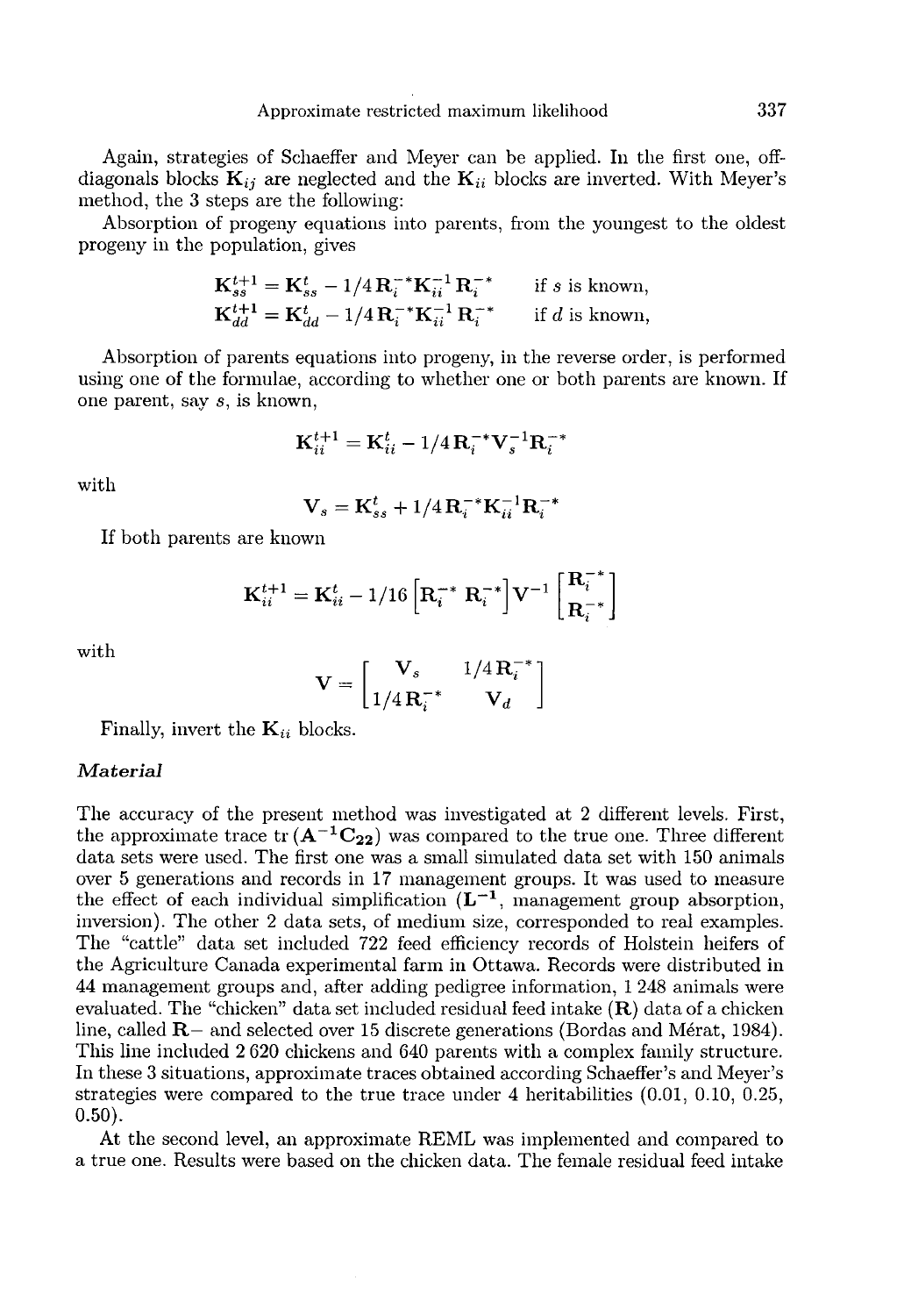Again, strategies of Schaeffer and Meyer can be applied. In the first one, off-diagonals blocks $\mathbf{K}_{ij}$ are neglected and the $\mathbf{K}_{ii}$ blocks are inverted. With Meyer's method, the 3 steps are the following:

Absorption of progeny equations into parents, from the youngest to the oldest progeny in the population, gives

$$\mathbf{K}_{ss}^{t+1} = \mathbf{K}_{ss}^{t} - 1/4\,\mathbf{R}_i^{-*}\mathbf{K}_{ii}^{-1}\mathbf{R}_i^{-*} \qquad \text{if } s \text{ is known,}$$

$$\mathbf{K}_{dd}^{t+1} = \mathbf{K}_{dd}^{t} - 1/4\,\mathbf{R}_i^{-*}\mathbf{K}_{ii}^{-1}\mathbf{R}_i^{-*} \qquad \text{if } d \text{ is known,}$$

Absorption of parents equations into progeny, in the reverse order, is performed using one of the formulae, according to whether one or both parents are known. If one parent, say $s$, is known,

$$\mathbf{K}_{ii}^{t+1} = \mathbf{K}_{ii}^{t} - 1/4\,\mathbf{R}_i^{-*}\mathbf{V}_s^{-1}\mathbf{R}_i^{-*}$$

with

$$\mathbf{V}_s = \mathbf{K}_{ss}^{t} + 1/4\,\mathbf{R}_i^{-*}\mathbf{K}_{ii}^{-1}\mathbf{R}_i^{-*}$$

If both parents are known

$$\mathbf{K}_{ii}^{t+1} = \mathbf{K}_{ii}^{t} - 1/16\begin{bmatrix}\mathbf{R}_i^{-*} & \mathbf{R}_i^{-*}\end{bmatrix}\mathbf{V}^{-1}\begin{bmatrix}\mathbf{R}_i^{-*}\\ \mathbf{R}_i^{-*}\end{bmatrix}$$

with

$$\mathbf{V} = \begin{bmatrix}\mathbf{V}_s & 1/4\,\mathbf{R}_i^{-*}\\ 1/4\,\mathbf{R}_i^{-*} & \mathbf{V}_d\end{bmatrix}$$

Finally, invert the $\mathbf{K}_{ii}$ blocks.

### *Material*

The accuracy of the present method was investigated at 2 different levels. First, the approximate trace $\mathrm{tr}\,(\mathbf{A}^{-1}\mathbf{C}_{22})$ was compared to the true one. Three different data sets were used. The first one was a small simulated data set with 150 animals over 5 generations and records in 17 management groups. It was used to measure the effect of each individual simplification ($\mathbf{L}^{-1}$, management group absorption, inversion). The other 2 data sets, of medium size, corresponded to real examples. The "cattle" data set included 722 feed efficiency records of Holstein heifers of the Agriculture Canada experimental farm in Ottawa. Records were distributed in 44 management groups and, after adding pedigree information, 1 248 animals were evaluated. The "chicken" data set included residual feed intake (**R**) data of a chicken line, called **R**− and selected over 15 discrete generations (Bordas and Mérat, 1984). This line included 2 620 chickens and 640 parents with a complex family structure. In these 3 situations, approximate traces obtained according Schaeffer's and Meyer's strategies were compared to the true trace under 4 heritabilities (0.01, 0.10, 0.25, 0.50).

At the second level, an approximate REML was implemented and compared to a true one. Results were based on the chicken data. The female residual feed intake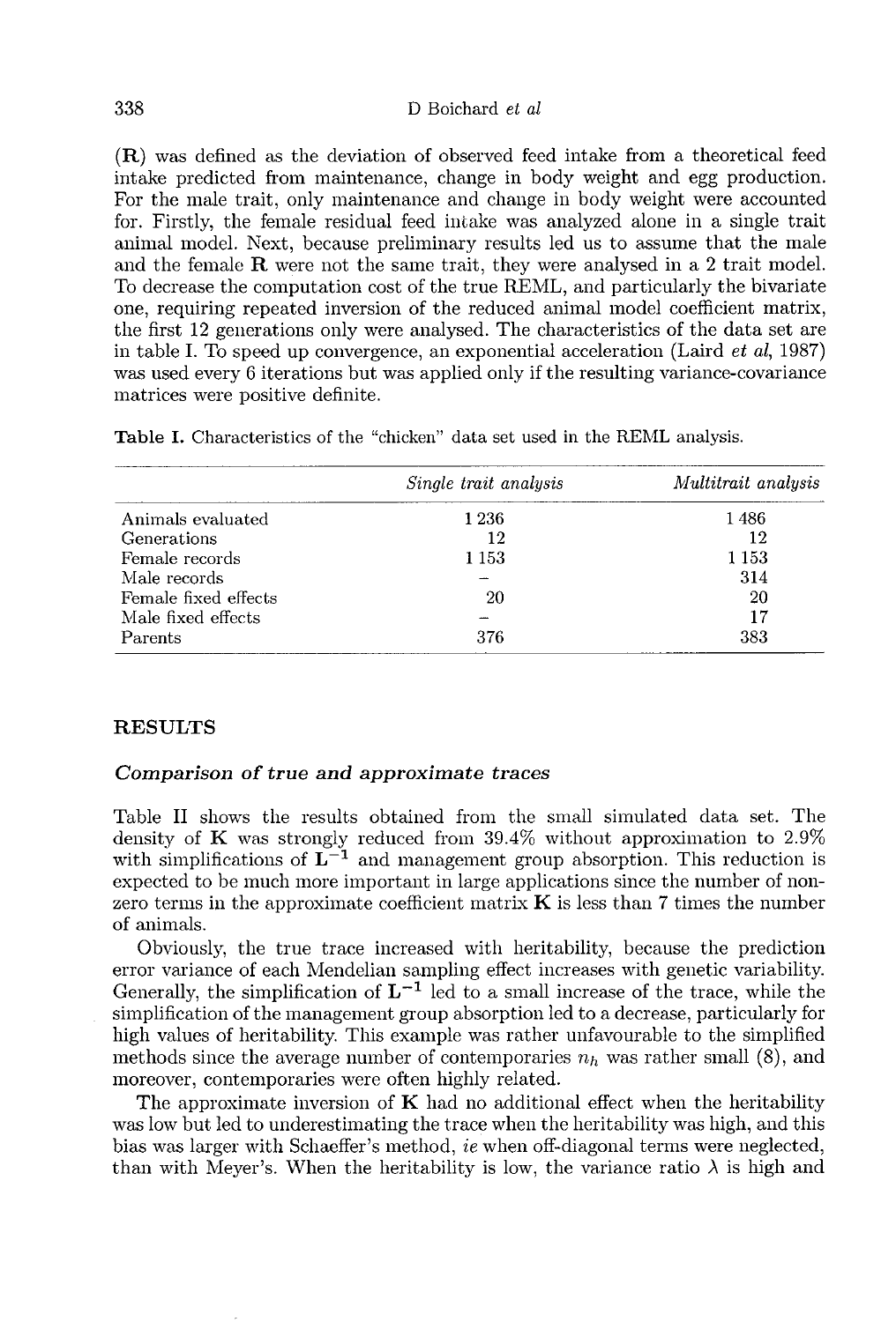(**R**) was defined as the deviation of observed feed intake from a theoretical feed intake predicted from maintenance, change in body weight and egg production. For the male trait, only maintenance and change in body weight were accounted for. Firstly, the female residual feed intake was analyzed alone in a single trait animal model. Next, because preliminary results led us to assume that the male and the female **R** were not the same trait, they were analysed in a 2 trait model. To decrease the computation cost of the true REML, and particularly the bivariate one, requiring repeated inversion of the reduced animal model coefficient matrix, the first 12 generations only were analysed. The characteristics of the data set are in table I. To speed up convergence, an exponential acceleration (Laird *et al*, 1987) was used every 6 iterations but was applied only if the resulting variance-covariance matrices were positive definite.

**Table I.** Characteristics of the "chicken" data set used in the REML analysis.

| | *Single trait analysis* | *Multitrait analysis* |
|---|---|---|
| Animals evaluated | 1 236 | 1 486 |
| Generations | 12 | 12 |
| Female records | 1 153 | 1 153 |
| Male records | – | 314 |
| Female fixed effects | 20 | 20 |
| Male fixed effects | – | 17 |
| Parents | 376 | 383 |

## RESULTS

### *Comparison of true and approximate traces*

Table II shows the results obtained from the small simulated data set. The density of **K** was strongly reduced from 39.4% without approximation to 2.9% with simplifications of $\mathbf{L^{-1}}$ and management group absorption. This reduction is expected to be much more important in large applications since the number of non-zero terms in the approximate coefficient matrix **K** is less than 7 times the number of animals.

Obviously, the true trace increased with heritability, because the prediction error variance of each Mendelian sampling effect increases with genetic variability. Generally, the simplification of $\mathbf{L^{-1}}$ led to a small increase of the trace, while the simplification of the management group absorption led to a decrease, particularly for high values of heritability. This example was rather unfavourable to the simplified methods since the average number of contemporaries $n_h$ was rather small (8), and moreover, contemporaries were often highly related.

The approximate inversion of **K** had no additional effect when the heritability was low but led to underestimating the trace when the heritability was high, and this bias was larger with Schaeffer's method, *ie* when off-diagonal terms were neglected, than with Meyer's. When the heritability is low, the variance ratio $\lambda$ is high and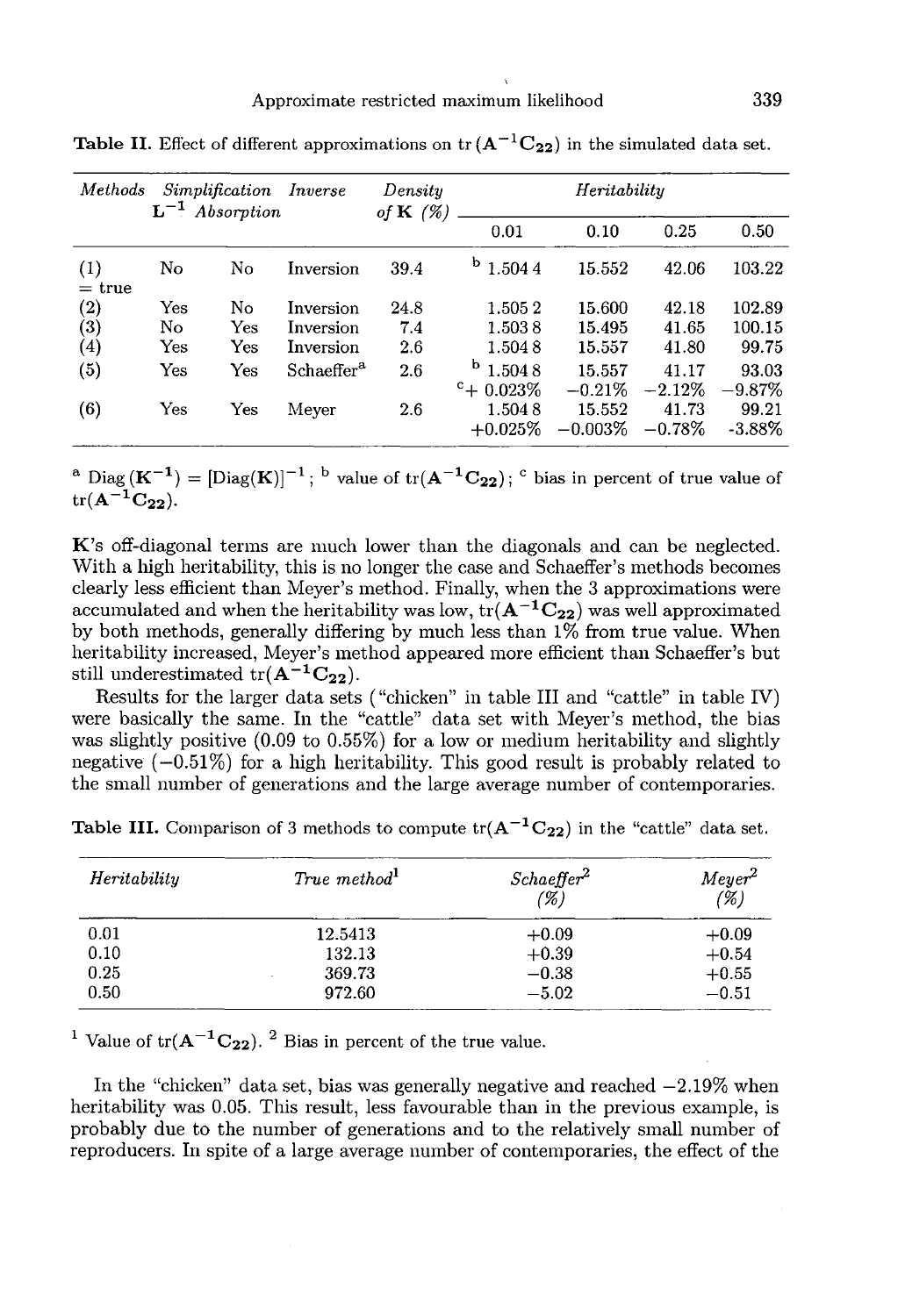**Table II.** Effect of different approximations on $\mathrm{tr}(\mathbf{A}^{-1}\mathbf{C}_{22})$ in the simulated data set.

| *Methods* | *Simplification* $\mathbf{L}^{-1}$ | *Absorption* | *Inverse* | *Density of* $\mathbf{K}$ *(%)* | *Heritability* | | | |
|---|---|---|---|---|---|---|---|---|
| | | | | | 0.01 | 0.10 | 0.25 | 0.50 |
| (1) = true | No | No | Inversion | 39.4 | [b] 1.504 4 | 15.552 | 42.06 | 103.22 |
| (2) | Yes | No | Inversion | 24.8 | 1.505 2 | 15.600 | 42.18 | 102.89 |
| (3) | No | Yes | Inversion | 7.4 | 1.503 8 | 15.495 | 41.65 | 100.15 |
| (4) | Yes | Yes | Inversion | 2.6 | 1.504 8 | 15.557 | 41.80 | 99.75 |
| (5) | Yes | Yes | Schaeffer[a] | 2.6 | [b] 1.504 8 | 15.557 | 41.17 | 93.03 |
| | | | | | [c] +0.023% | −0.21% | −2.12% | −9.87% |
| (6) | Yes | Yes | Meyer | 2.6 | 1.504 8 | 15.552 | 41.73 | 99.21 |
| | | | | | +0.025% | −0.003% | −0.78% | -3.88% |

[a] $\mathrm{Diag}(\mathbf{K}^{-1}) = [\mathrm{Diag}(\mathbf{K})]^{-1}$; [b] value of $\mathrm{tr}(\mathbf{A}^{-1}\mathbf{C}_{22})$; [c] bias in percent of true value of $\mathrm{tr}(\mathbf{A}^{-1}\mathbf{C}_{22})$.

$\mathbf{K}$'s off-diagonal terms are much lower than the diagonals and can be neglected. With a high heritability, this is no longer the case and Schaeffer's methods becomes clearly less efficient than Meyer's method. Finally, when the 3 approximations were accumulated and when the heritability was low, $\mathrm{tr}(\mathbf{A}^{-1}\mathbf{C}_{22})$ was well approximated by both methods, generally differing by much less than 1% from true value. When heritability increased, Meyer's method appeared more efficient than Schaeffer's but still underestimated $\mathrm{tr}(\mathbf{A}^{-1}\mathbf{C}_{22})$.

Results for the larger data sets ("chicken" in table III and "cattle" in table IV) were basically the same. In the "cattle" data set with Meyer's method, the bias was slightly positive (0.09 to 0.55%) for a low or medium heritability and slightly negative (−0.51%) for a high heritability. This good result is probably related to the small number of generations and the large average number of contemporaries.

**Table III.** Comparison of 3 methods to compute $\mathrm{tr}(\mathbf{A}^{-1}\mathbf{C}_{22})$ in the "cattle" data set.

| *Heritability* | *True method*[1] | *Schaeffer*[2] *(%)* | *Meyer*[2] *(%)* |
|---|---|---|---|
| 0.01 | 12.5413 | +0.09 | +0.09 |
| 0.10 | 132.13 | +0.39 | +0.54 |
| 0.25 | 369.73 | −0.38 | +0.55 |
| 0.50 | 972.60 | −5.02 | −0.51 |

[1] Value of $\mathrm{tr}(\mathbf{A}^{-1}\mathbf{C}_{22})$. [2] Bias in percent of the true value.

In the "chicken" data set, bias was generally negative and reached −2.19% when heritability was 0.05. This result, less favourable than in the previous example, is probably due to the number of generations and to the relatively small number of reproducers. In spite of a large average number of contemporaries, the effect of the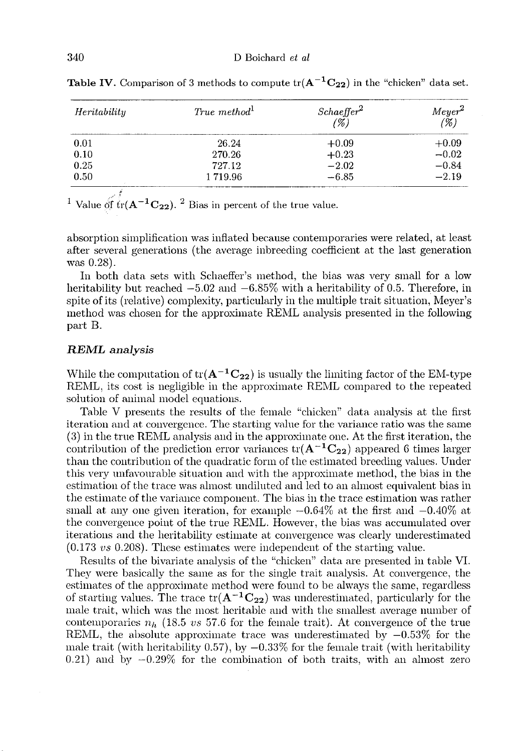**Table IV.** Comparison of 3 methods to compute $\mathrm{tr}(\mathbf{A}^{-1}\mathbf{C}_{22})$ in the "chicken" data set.

| *Heritability* | *True method*[1] | *Schaeffer*[2] (%) | *Meyer*[2] (%) |
|---|---|---|---|
| 0.01 | 26.24 | +0.09 | +0.09 |
| 0.10 | 270.26 | +0.23 | −0.02 |
| 0.25 | 727.12 | −2.02 | −0.84 |
| 0.50 | 1 719.96 | −6.85 | −2.19 |

[1] Value of $\mathrm{tr}(\mathbf{A}^{-1}\mathbf{C}_{22})$. [2] Bias in percent of the true value.

absorption simplification was inflated because contemporaries were related, at least after several generations (the average inbreeding coefficient at the last generation was 0.28).

In both data sets with Schaeffer's method, the bias was very small for a low heritability but reached −5.02 and −6.85% with a heritability of 0.5. Therefore, in spite of its (relative) complexity, particularly in the multiple trait situation, Meyer's method was chosen for the approximate REML analysis presented in the following part B.

### REML analysis

While the computation of $\mathrm{tr}(\mathbf{A}^{-1}\mathbf{C}_{22})$ is usually the limiting factor of the EM-type REML, its cost is negligible in the approximate REML compared to the repeated solution of animal model equations.

Table V presents the results of the female "chicken" data analysis at the first iteration and at convergence. The starting value for the variance ratio was the same (3) in the true REML analysis and in the approximate one. At the first iteration, the contribution of the prediction error variances $\mathrm{tr}(\mathbf{A}^{-1}\mathbf{C}_{22})$ appeared 6 times larger than the contribution of the quadratic form of the estimated breeding values. Under this very unfavourable situation and with the approximate method, the bias in the estimation of the trace was almost undiluted and led to an almost equivalent bias in the estimate of the variance component. The bias in the trace estimation was rather small at any one given iteration, for example −0.64% at the first and −0.40% at the convergence point of the true REML. However, the bias was accumulated over iterations and the heritability estimate at convergence was clearly underestimated (0.173 *vs* 0.208). These estimates were independent of the starting value.

Results of the bivariate analysis of the "chicken" data are presented in table VI. They were basically the same as for the single trait analysis. At convergence, the estimates of the approximate method were found to be always the same, regardless of starting values. The trace $\mathrm{tr}(\mathbf{A}^{-1}\mathbf{C}_{22})$ was underestimated, particularly for the male trait, which was the most heritable and with the smallest average number of contemporaries $n_h$ (18.5 *vs* 57.6 for the female trait). At convergence of the true REML, the absolute approximate trace was underestimated by −0.53% for the male trait (with heritability 0.57), by −0.33% for the female trait (with heritability 0.21) and by −0.29% for the combination of both traits, with an almost zero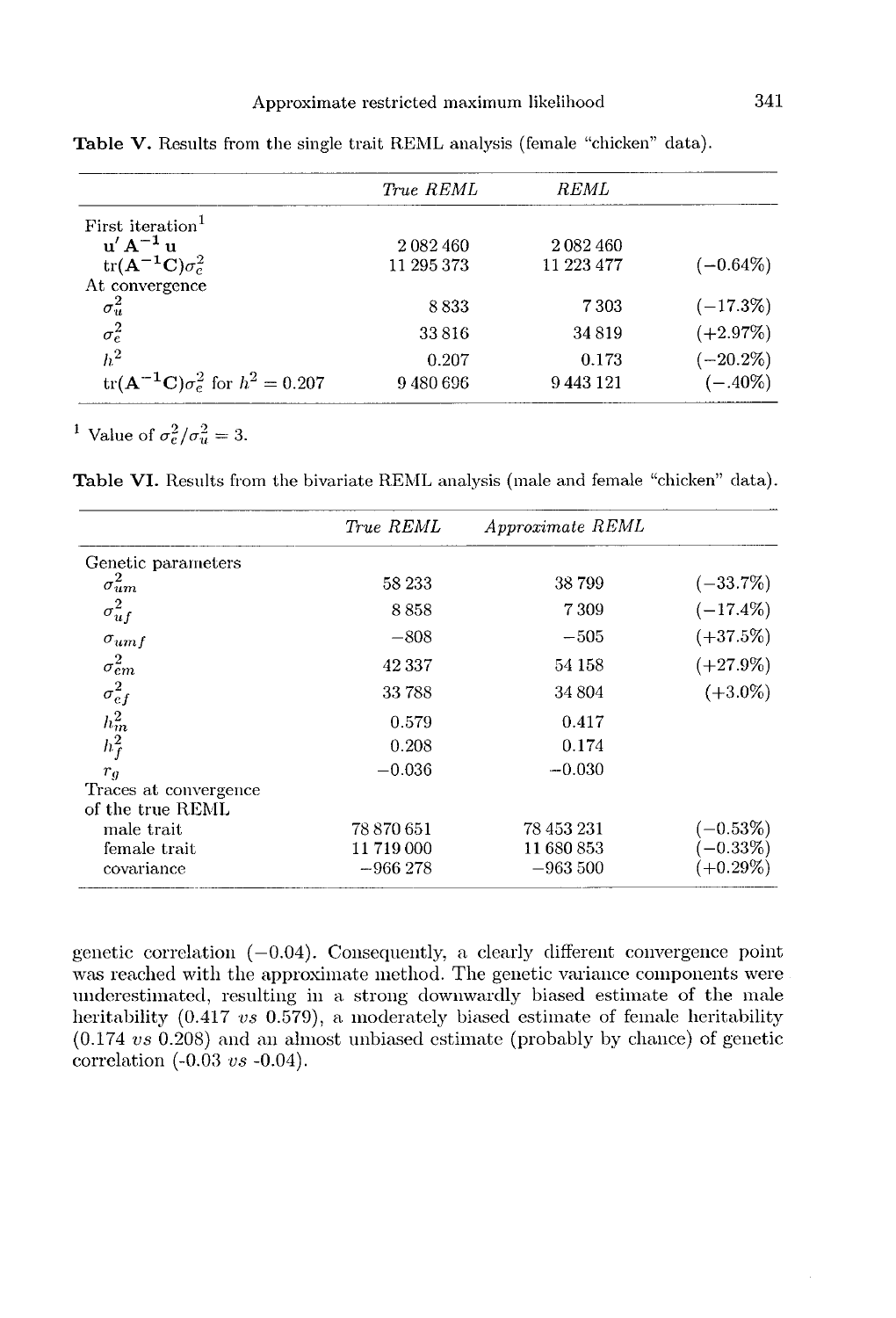**Table V.** Results from the single trait REML analysis (female "chicken" data).

| | *True REML* | *REML* | |
|---|---|---|---|
| First iteration[1] | | | |
| $\mathbf{u}'\mathbf{A}^{-1}\mathbf{u}$ | 2 082 460 | 2 082 460 | |
| $\text{tr}(\mathbf{A}^{-1}\mathbf{C})\sigma_e^2$ | 11 295 373 | 11 223 477 | (−0.64%) |
| At convergence | | | |
| $\sigma_u^2$ | 8 833 | 7 303 | (−17.3%) |
| $\sigma_e^2$ | 33 816 | 34 819 | (+2.97%) |
| $h^2$ | 0.207 | 0.173 | (−20.2%) |
| $\text{tr}(\mathbf{A}^{-1}\mathbf{C})\sigma_e^2$ for $h^2 = 0.207$ | 9 480 696 | 9 443 121 | (−.40%) |

[1] Value of $\sigma_e^2/\sigma_u^2 = 3$.

**Table VI.** Results from the bivariate REML analysis (male and female "chicken" data).

| | *True REML* | *Approximate REML* | |
|---|---|---|---|
| Genetic parameters | | | |
| $\sigma_{um}^2$ | 58 233 | 38 799 | (−33.7%) |
| $\sigma_{uf}^2$ | 8 858 | 7 309 | (−17.4%) |
| $\sigma_{umf}$ | −808 | −505 | (+37.5%) |
| $\sigma_{em}^2$ | 42 337 | 54 158 | (+27.9%) |
| $\sigma_{ef}^2$ | 33 788 | 34 804 | (+3.0%) |
| $h_m^2$ | 0.579 | 0.417 | |
| $h_f^2$ | 0.208 | 0.174 | |
| $r_g$ | −0.036 | −0.030 | |
| Traces at convergence of the true REML | | | |
| male trait | 78 870 651 | 78 453 231 | (−0.53%) |
| female trait | 11 719 000 | 11 680 853 | (−0.33%) |
| covariance | −966 278 | −963 500 | (+0.29%) |

genetic correlation (−0.04). Consequently, a clearly different convergence point was reached with the approximate method. The genetic variance components were underestimated, resulting in a strong downwardly biased estimate of the male heritability (0.417 *vs* 0.579), a moderately biased estimate of female heritability (0.174 *vs* 0.208) and an almost unbiased estimate (probably by chance) of genetic correlation (-0.03 *vs* -0.04).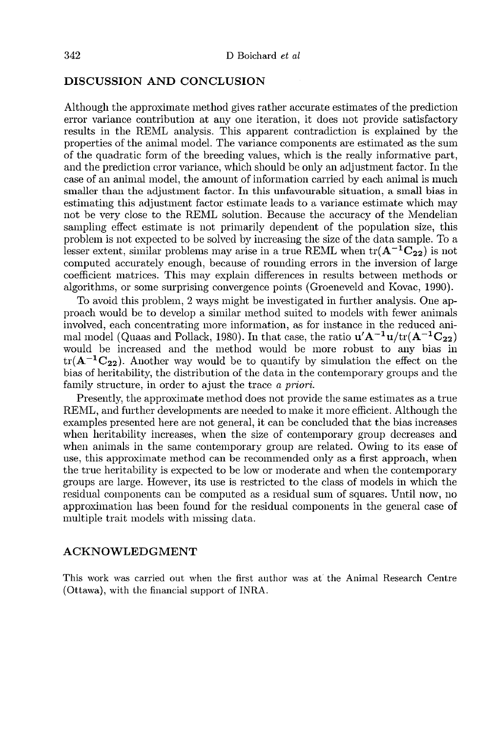## DISCUSSION AND CONCLUSION

Although the approximate method gives rather accurate estimates of the prediction error variance contribution at any one iteration, it does not provide satisfactory results in the REML analysis. This apparent contradiction is explained by the properties of the animal model. The variance components are estimated as the sum of the quadratic form of the breeding values, which is the really informative part, and the prediction error variance, which should be only an adjustment factor. In the case of an animal model, the amount of information carried by each animal is much smaller than the adjustment factor. In this unfavourable situation, a small bias in estimating this adjustment factor estimate leads to a variance estimate which may not be very close to the REML solution. Because the accuracy of the Mendelian sampling effect estimate is not primarily dependent of the population size, this problem is not expected to be solved by increasing the size of the data sample. To a lesser extent, similar problems may arise in a true REML when $\text{tr}(\mathbf{A}^{-1}\mathbf{C}_{22})$ is not computed accurately enough, because of rounding errors in the inversion of large coefficient matrices. This may explain differences in results between methods or algorithms, or some surprising convergence points (Groeneveld and Kovac, 1990).

To avoid this problem, 2 ways might be investigated in further analysis. One approach would be to develop a similar method suited to models with fewer animals involved, each concentrating more information, as for instance in the reduced animal model (Quaas and Pollack, 1980). In that case, the ratio $\mathbf{u}'\mathbf{A}^{-1}\mathbf{u}/\text{tr}(\mathbf{A}^{-1}\mathbf{C}_{22})$ would be increased and the method would be more robust to any bias in $\text{tr}(\mathbf{A}^{-1}\mathbf{C}_{22})$. Another way would be to quantify by simulation the effect on the bias of heritability, the distribution of the data in the contemporary groups and the family structure, in order to ajust the trace *a priori*.

Presently, the approximate method does not provide the same estimates as a true REML, and further developments are needed to make it more efficient. Although the examples presented here are not general, it can be concluded that the bias increases when heritability increases, when the size of contemporary group decreases and when animals in the same contemporary group are related. Owing to its ease of use, this approximate method can be recommended only as a first approach, when the true heritability is expected to be low or moderate and when the contemporary groups are large. However, its use is restricted to the class of models in which the residual components can be computed as a residual sum of squares. Until now, no approximation has been found for the residual components in the general case of multiple trait models with missing data.

## ACKNOWLEDGMENT

This work was carried out when the first author was at the Animal Research Centre (Ottawa), with the financial support of INRA.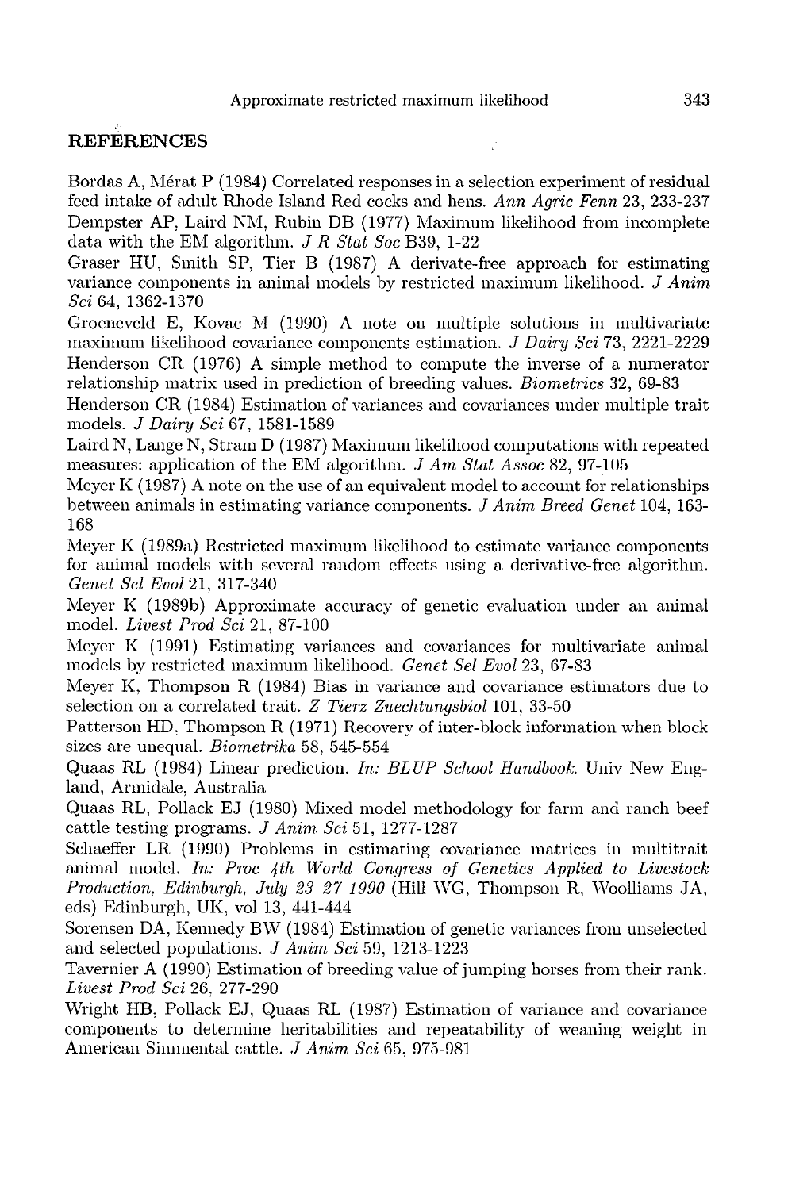## REFERENCES

Bordas A, Mérat P (1984) Correlated responses in a selection experiment of residual feed intake of adult Rhode Island Red cocks and hens. *Ann Agric Fenn* 23, 233-237

Dempster AP, Laird NM, Rubin DB (1977) Maximum likelihood from incomplete data with the EM algorithm. *J R Stat Soc* B39, 1-22

Graser HU, Smith SP, Tier B (1987) A derivate-free approach for estimating variance components in animal models by restricted maximum likelihood. *J Anim Sci* 64, 1362-1370

Groeneveld E, Kovac M (1990) A note on multiple solutions in multivariate maximum likelihood covariance components estimation. *J Dairy Sci* 73, 2221-2229

Henderson CR (1976) A simple method to compute the inverse of a numerator relationship matrix used in prediction of breeding values. *Biometrics* 32, 69-83

Henderson CR (1984) Estimation of variances and covariances under multiple trait models. *J Dairy Sci* 67, 1581-1589

Laird N, Lange N, Stram D (1987) Maximum likelihood computations with repeated measures: application of the EM algorithm. *J Am Stat Assoc* 82, 97-105

Meyer K (1987) A note on the use of an equivalent model to account for relationships between animals in estimating variance components. *J Anim Breed Genet* 104, 163-168

Meyer K (1989a) Restricted maximum likelihood to estimate variance components for animal models with several random effects using a derivative-free algorithm. *Genet Sel Evol* 21, 317-340

Meyer K (1989b) Approximate accuracy of genetic evaluation under an animal model. *Livest Prod Sci* 21, 87-100

Meyer K (1991) Estimating variances and covariances for multivariate animal models by restricted maximum likelihood. *Genet Sel Evol* 23, 67-83

Meyer K, Thompson R (1984) Bias in variance and covariance estimators due to selection on a correlated trait. *Z Tierz Zuechtungsbiol* 101, 33-50

Patterson HD, Thompson R (1971) Recovery of inter-block information when block sizes are unequal. *Biometrika* 58, 545-554

Quaas RL (1984) Linear prediction. *In: BLUP School Handbook.* Univ New England, Armidale, Australia

Quaas RL, Pollack EJ (1980) Mixed model methodology for farm and ranch beef cattle testing programs. *J Anim Sci* 51, 1277-1287

Schaeffer LR (1990) Problems in estimating covariance matrices in multitrait animal model. *In: Proc 4th World Congress of Genetics Applied to Livestock Production, Edinburgh, July 23-27 1990* (Hill WG, Thompson R, Woolliams JA, eds) Edinburgh, UK, vol 13, 441-444

Sorensen DA, Kennedy BW (1984) Estimation of genetic variances from unselected and selected populations. *J Anim Sci* 59, 1213-1223

Tavernier A (1990) Estimation of breeding value of jumping horses from their rank. *Livest Prod Sci* 26, 277-290

Wright HB, Pollack EJ, Quaas RL (1987) Estimation of variance and covariance components to determine heritabilities and repeatability of weaning weight in American Simmental cattle. *J Anim Sci* 65, 975-981